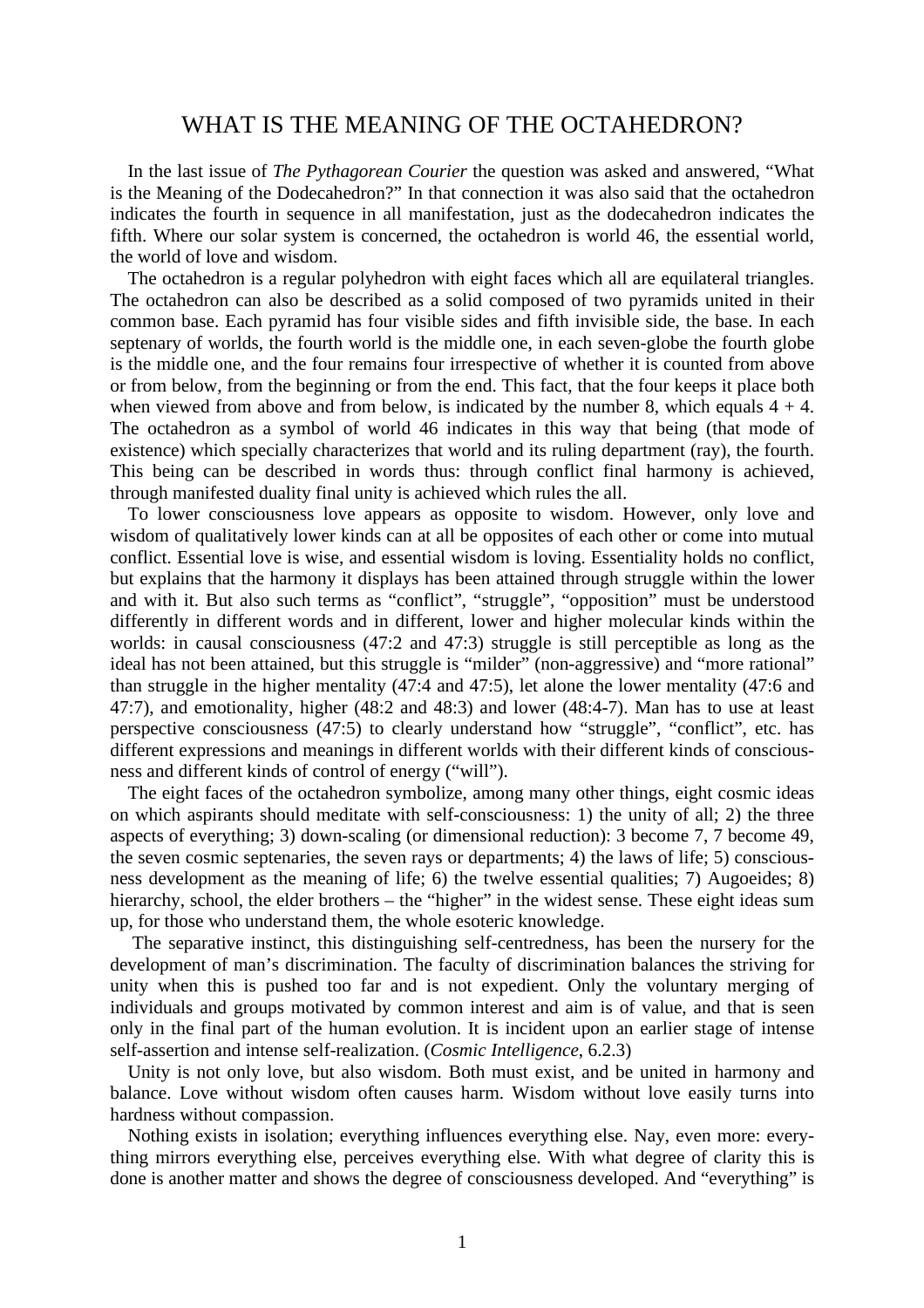# WHAT IS THE MEANING OF THE OCTAHEDRON?

In the last issue of *The Pythagorean Courier* the question was asked and answered, "What is the Meaning of the Dodecahedron?" In that connection it was also said that the octahedron indicates the fourth in sequence in all manifestation, just as the dodecahedron indicates the fifth. Where our solar system is concerned, the octahedron is world 46, the essential world, the world of love and wisdom.

The octahedron is a regular polyhedron with eight faces which all are equilateral triangles. The octahedron can also be described as a solid composed of two pyramids united in their common base. Each pyramid has four visible sides and fifth invisible side, the base. In each septenary of worlds, the fourth world is the middle one, in each seven-globe the fourth globe is the middle one, and the four remains four irrespective of whether it is counted from above or from below, from the beginning or from the end. This fact, that the four keeps it place both when viewed from above and from below, is indicated by the number 8, which equals 4 + 4. The octahedron as a symbol of world 46 indicates in this way that being (that mode of existence) which specially characterizes that world and its ruling department (ray), the fourth. This being can be described in words thus: through conflict final harmony is achieved, through manifested duality final unity is achieved which rules the all.

To lower consciousness love appears as opposite to wisdom. However, only love and wisdom of qualitatively lower kinds can at all be opposites of each other or come into mutual conflict. Essential love is wise, and essential wisdom is loving. Essentiality holds no conflict, but explains that the harmony it displays has been attained through struggle within the lower and with it. But also such terms as "conflict", "struggle", "opposition" must be understood differently in different words and in different, lower and higher molecular kinds within the worlds: in causal consciousness (47:2 and 47:3) struggle is still perceptible as long as the ideal has not been attained, but this struggle is "milder" (non-aggressive) and "more rational" than struggle in the higher mentality (47:4 and 47:5), let alone the lower mentality (47:6 and 47:7), and emotionality, higher (48:2 and 48:3) and lower (48:4-7). Man has to use at least perspective consciousness (47:5) to clearly understand how "struggle", "conflict", etc. has different expressions and meanings in different worlds with their different kinds of consciousness and different kinds of control of energy ("will").

The eight faces of the octahedron symbolize, among many other things, eight cosmic ideas on which aspirants should meditate with self-consciousness: 1) the unity of all; 2) the three aspects of everything; 3) down-scaling (or dimensional reduction): 3 become 7, 7 become 49, the seven cosmic septenaries, the seven rays or departments; 4) the laws of life; 5) consciousness development as the meaning of life; 6) the twelve essential qualities; 7) Augoeides; 8) hierarchy, school, the elder brothers – the "higher" in the widest sense. These eight ideas sum up, for those who understand them, the whole esoteric knowledge.

The separative instinct, this distinguishing self-centredness, has been the nursery for the development of man's discrimination. The faculty of discrimination balances the striving for unity when this is pushed too far and is not expedient. Only the voluntary merging of individuals and groups motivated by common interest and aim is of value, and that is seen only in the final part of the human evolution. It is incident upon an earlier stage of intense self-assertion and intense self-realization. (*Cosmic Intelligence*, 6.2.3)

Unity is not only love, but also wisdom. Both must exist, and be united in harmony and balance. Love without wisdom often causes harm. Wisdom without love easily turns into hardness without compassion.

Nothing exists in isolation; everything influences everything else. Nay, even more: everything mirrors everything else, perceives everything else. With what degree of clarity this is done is another matter and shows the degree of consciousness developed. And "everything" is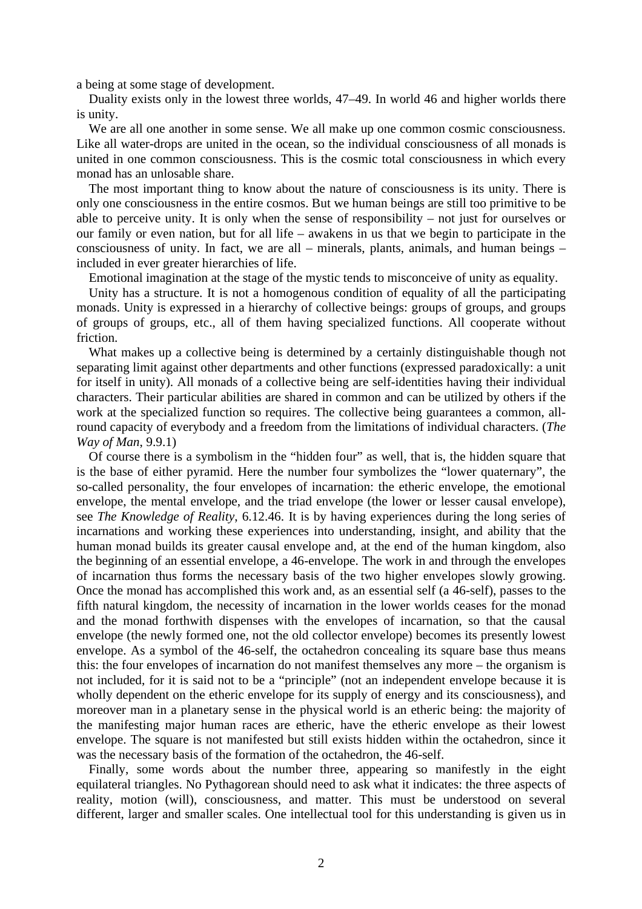a being at some stage of development.

Duality exists only in the lowest three worlds, 47–49. In world 46 and higher worlds there is unity.

We are all one another in some sense. We all make up one common cosmic consciousness. Like all water-drops are united in the ocean, so the individual consciousness of all monads is united in one common consciousness. This is the cosmic total consciousness in which every monad has an unlosable share.

The most important thing to know about the nature of consciousness is its unity. There is only one consciousness in the entire cosmos. But we human beings are still too primitive to be able to perceive unity. It is only when the sense of responsibility – not just for ourselves or our family or even nation, but for all life – awakens in us that we begin to participate in the consciousness of unity. In fact, we are all – minerals, plants, animals, and human beings – included in ever greater hierarchies of life.

Emotional imagination at the stage of the mystic tends to misconceive of unity as equality.

Unity has a structure. It is not a homogenous condition of equality of all the participating monads. Unity is expressed in a hierarchy of collective beings: groups of groups, and groups of groups of groups, etc., all of them having specialized functions. All cooperate without friction.

What makes up a collective being is determined by a certainly distinguishable though not separating limit against other departments and other functions (expressed paradoxically: a unit for itself in unity). All monads of a collective being are self-identities having their individual characters. Their particular abilities are shared in common and can be utilized by others if the work at the specialized function so requires. The collective being guarantees a common, all-round capacity of everybody and a freedom from the limitations of individual characters. (*The Way of Man*, 9.9.1)

Of course there is a symbolism in the "hidden four" as well, that is, the hidden square that is the base of either pyramid. Here the number four symbolizes the "lower quaternary", the so-called personality, the four envelopes of incarnation: the etheric envelope, the emotional envelope, the mental envelope, and the triad envelope (the lower or lesser causal envelope), see *The Knowledge of Reality*, 6.12.46. It is by having experiences during the long series of incarnations and working these experiences into understanding, insight, and ability that the human monad builds its greater causal envelope and, at the end of the human kingdom, also the beginning of an essential envelope, a 46-envelope. The work in and through the envelopes of incarnation thus forms the necessary basis of the two higher envelopes slowly growing. Once the monad has accomplished this work and, as an essential self (a 46-self), passes to the fifth natural kingdom, the necessity of incarnation in the lower worlds ceases for the monad and the monad forthwith dispenses with the envelopes of incarnation, so that the causal envelope (the newly formed one, not the old collector envelope) becomes its presently lowest envelope. As a symbol of the 46-self, the octahedron concealing its square base thus means this: the four envelopes of incarnation do not manifest themselves any more – the organism is not included, for it is said not to be a "principle" (not an independent envelope because it is wholly dependent on the etheric envelope for its supply of energy and its consciousness), and moreover man in a planetary sense in the physical world is an etheric being: the majority of the manifesting major human races are etheric, have the etheric envelope as their lowest envelope. The square is not manifested but still exists hidden within the octahedron, since it was the necessary basis of the formation of the octahedron, the 46-self.

Finally, some words about the number three, appearing so manifestly in the eight equilateral triangles. No Pythagorean should need to ask what it indicates: the three aspects of reality, motion (will), consciousness, and matter. This must be understood on several different, larger and smaller scales. One intellectual tool for this understanding is given us in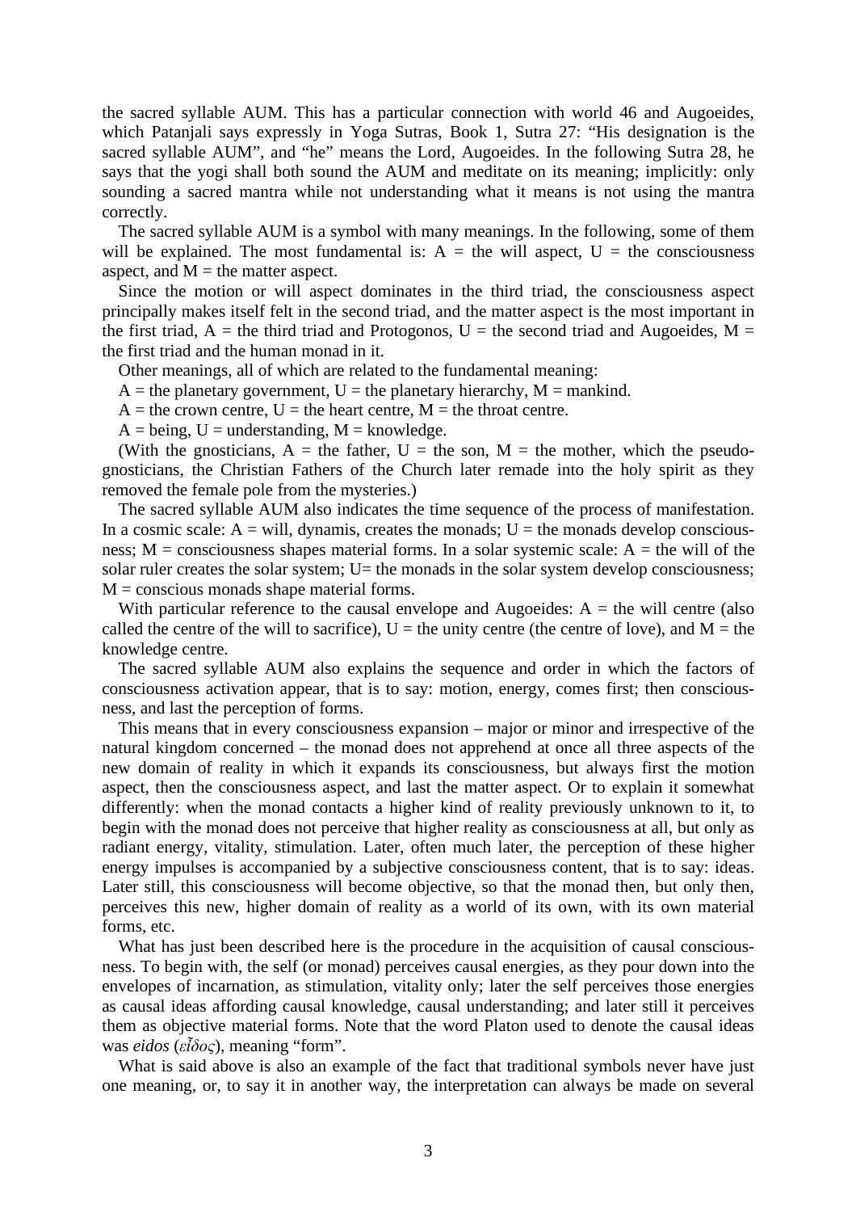the sacred syllable AUM. This has a particular connection with world 46 and Augoeides, which Patanjali says expressly in Yoga Sutras, Book 1, Sutra 27: "His designation is the sacred syllable AUM", and "he" means the Lord, Augoeides. In the following Sutra 28, he says that the yogi shall both sound the AUM and meditate on its meaning; implicitly: only sounding a sacred mantra while not understanding what it means is not using the mantra correctly.

The sacred syllable AUM is a symbol with many meanings. In the following, some of them will be explained. The most fundamental is: A = the will aspect, U = the consciousness aspect, and M = the matter aspect.

Since the motion or will aspect dominates in the third triad, the consciousness aspect principally makes itself felt in the second triad, and the matter aspect is the most important in the first triad, A = the third triad and Protogonos, U = the second triad and Augoeides, M = the first triad and the human monad in it.

Other meanings, all of which are related to the fundamental meaning:

A = the planetary government, U = the planetary hierarchy, M = mankind.

A = the crown centre, U = the heart centre, M = the throat centre.

A = being, U = understanding, M = knowledge.

(With the gnosticians, A = the father, U = the son, M = the mother, which the pseudo-gnosticians, the Christian Fathers of the Church later remade into the holy spirit as they removed the female pole from the mysteries.)

The sacred syllable AUM also indicates the time sequence of the process of manifestation. In a cosmic scale: A = will, dynamis, creates the monads; U = the monads develop consciousness; M = consciousness shapes material forms. In a solar systemic scale: A = the will of the solar ruler creates the solar system; U= the monads in the solar system develop consciousness; M = conscious monads shape material forms.

With particular reference to the causal envelope and Augoeides: A = the will centre (also called the centre of the will to sacrifice), U = the unity centre (the centre of love), and M = the knowledge centre.

The sacred syllable AUM also explains the sequence and order in which the factors of consciousness activation appear, that is to say: motion, energy, comes first; then consciousness, and last the perception of forms.

This means that in every consciousness expansion – major or minor and irrespective of the natural kingdom concerned – the monad does not apprehend at once all three aspects of the new domain of reality in which it expands its consciousness, but always first the motion aspect, then the consciousness aspect, and last the matter aspect. Or to explain it somewhat differently: when the monad contacts a higher kind of reality previously unknown to it, to begin with the monad does not perceive that higher reality as consciousness at all, but only as radiant energy, vitality, stimulation. Later, often much later, the perception of these higher energy impulses is accompanied by a subjective consciousness content, that is to say: ideas. Later still, this consciousness will become objective, so that the monad then, but only then, perceives this new, higher domain of reality as a world of its own, with its own material forms, etc.

What has just been described here is the procedure in the acquisition of causal consciousness. To begin with, the self (or monad) perceives causal energies, as they pour down into the envelopes of incarnation, as stimulation, vitality only; later the self perceives those energies as causal ideas affording causal knowledge, causal understanding; and later still it perceives them as objective material forms. Note that the word Platon used to denote the causal ideas was *eidos* (*εἶδος*), meaning "form".

What is said above is also an example of the fact that traditional symbols never have just one meaning, or, to say it in another way, the interpretation can always be made on several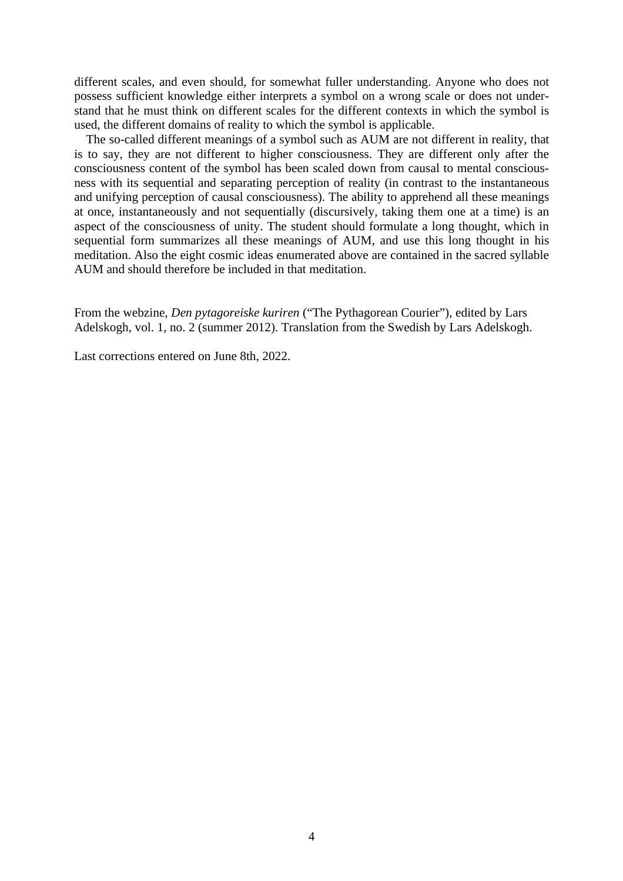different scales, and even should, for somewhat fuller understanding. Anyone who does not possess sufficient knowledge either interprets a symbol on a wrong scale or does not understand that he must think on different scales for the different contexts in which the symbol is used, the different domains of reality to which the symbol is applicable.

The so-called different meanings of a symbol such as AUM are not different in reality, that is to say, they are not different to higher consciousness. They are different only after the consciousness content of the symbol has been scaled down from causal to mental consciousness with its sequential and separating perception of reality (in contrast to the instantaneous and unifying perception of causal consciousness). The ability to apprehend all these meanings at once, instantaneously and not sequentially (discursively, taking them one at a time) is an aspect of the consciousness of unity. The student should formulate a long thought, which in sequential form summarizes all these meanings of AUM, and use this long thought in his meditation. Also the eight cosmic ideas enumerated above are contained in the sacred syllable AUM and should therefore be included in that meditation.

From the webzine, *Den pytagoreiske kuriren* ("The Pythagorean Courier"), edited by Lars Adelskogh, vol. 1, no. 2 (summer 2012). Translation from the Swedish by Lars Adelskogh.

Last corrections entered on June 8th, 2022.